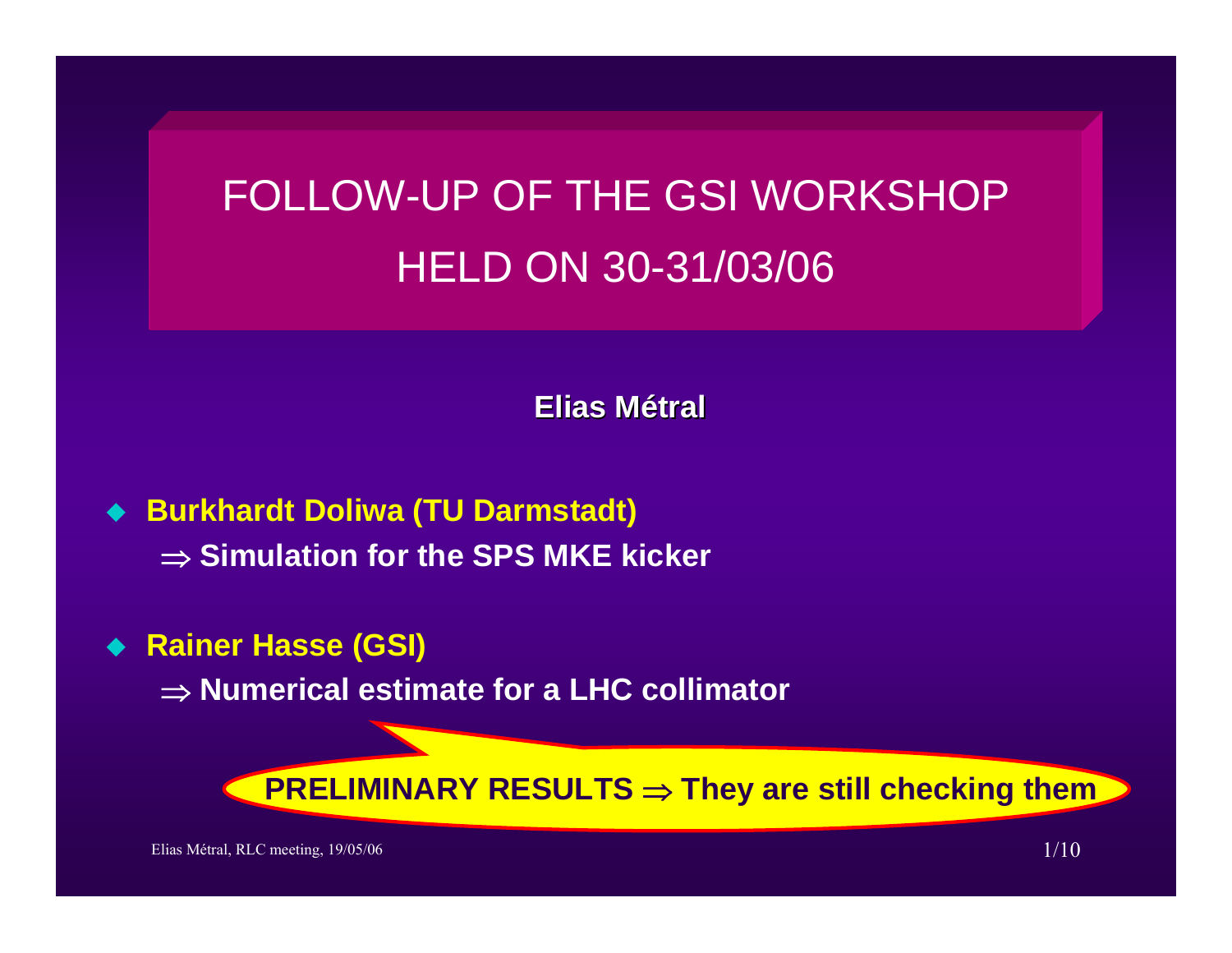# FOLLOW-UP OF THE GSI WORKSHOP HELD ON 30-31/03/06

**Elias Métral**

- **Burkhardt Doliwa (TU Darmstadt)**
  - $\Rightarrow$ **Simulation for the SPS MKE kicker**

- **Rainer Hasse (GSI)**
  - $\Rightarrow$ **Numerical estimate for a LHC collimator**

**PRELIMINARY RESULTS $\Rightarrow$ They are still checking them**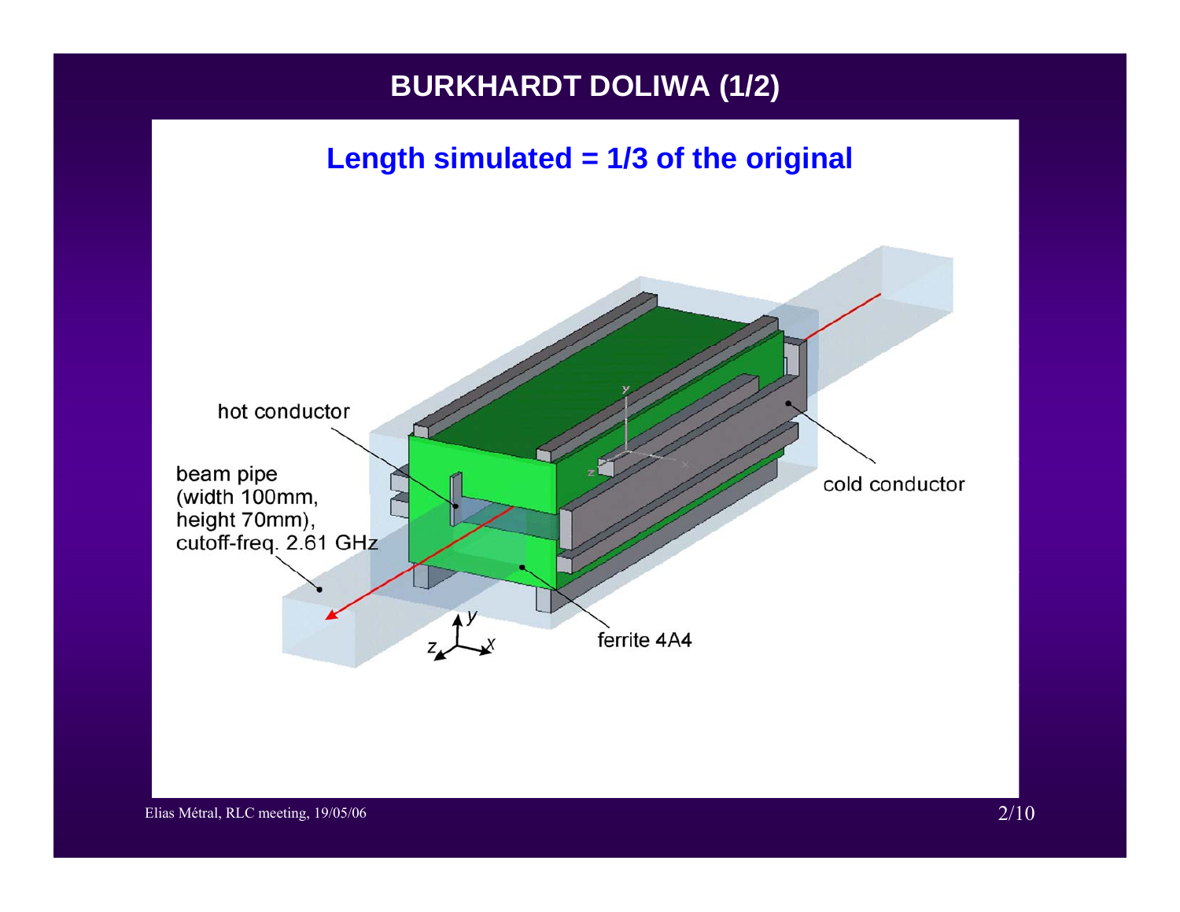# BURKHARDT DOLIWA (1/2)

## Length simulated = 1/3 of the original

hot conductor

beam pipe
(width 100mm,
height 70mm),
cutoff-freq. 2.61 GHz

cold conductor

ferrite 4A4

Elias Métral, RLC meeting, 19/05/06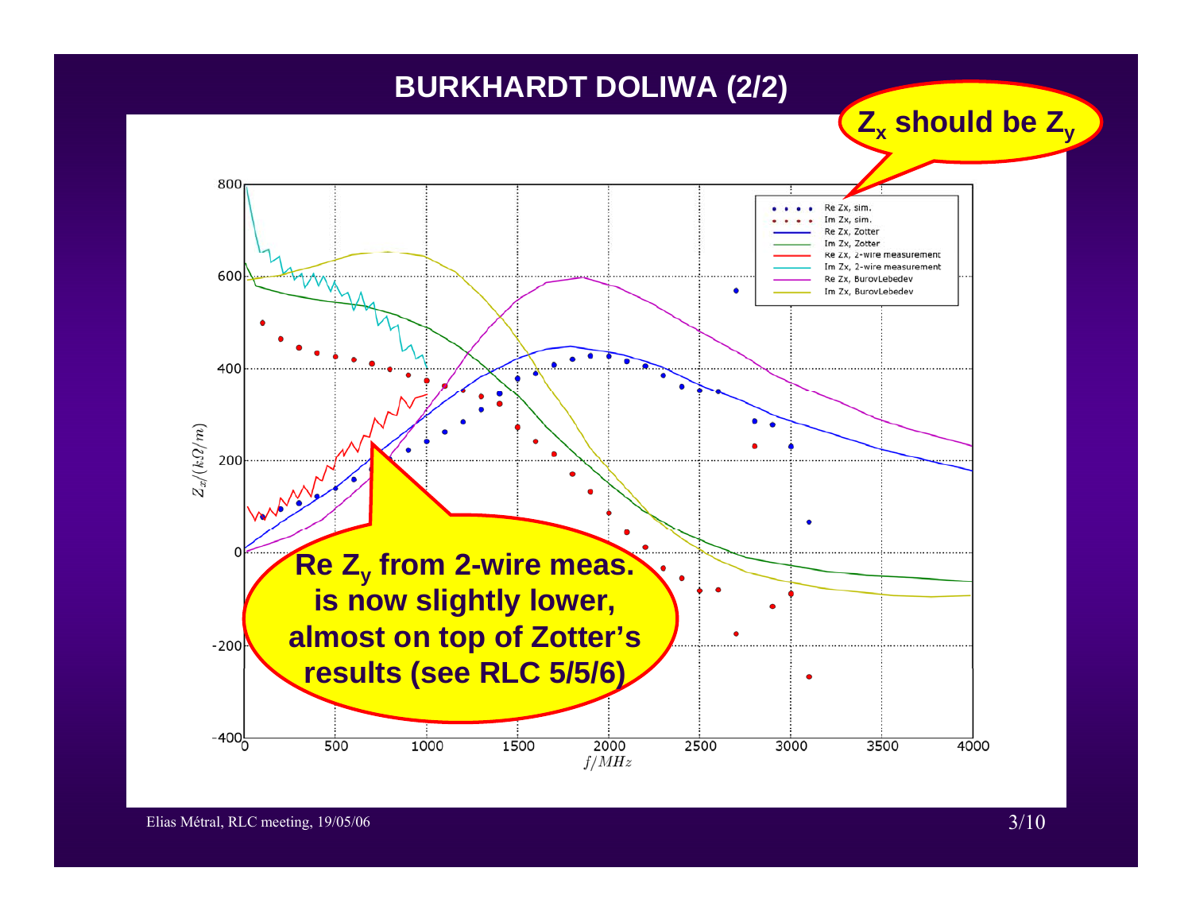# BURKHARDT DOLIWA (2/2)

**$Z_x$ should be $Z_y$**

**Re $Z_y$ from 2-wire meas. is now slightly lower, almost on top of Zotter's results (see RLC 5/5/6)**

Legend:
- Re Zx, sim.
- Im Zx, sim.
- Re Zx, Zotter
- Im Zx, Zotter
- Re Zx, 2-wire measurement
- Im Zx, 2-wire measurement
- Re Zx, BurovLebedev
- Im Zx, BurovLebedev

Y-axis: $Z_{xt}/(k\Omega/m)$

X-axis: $f/MHz$

Elias Métral, RLC meeting, 19/05/06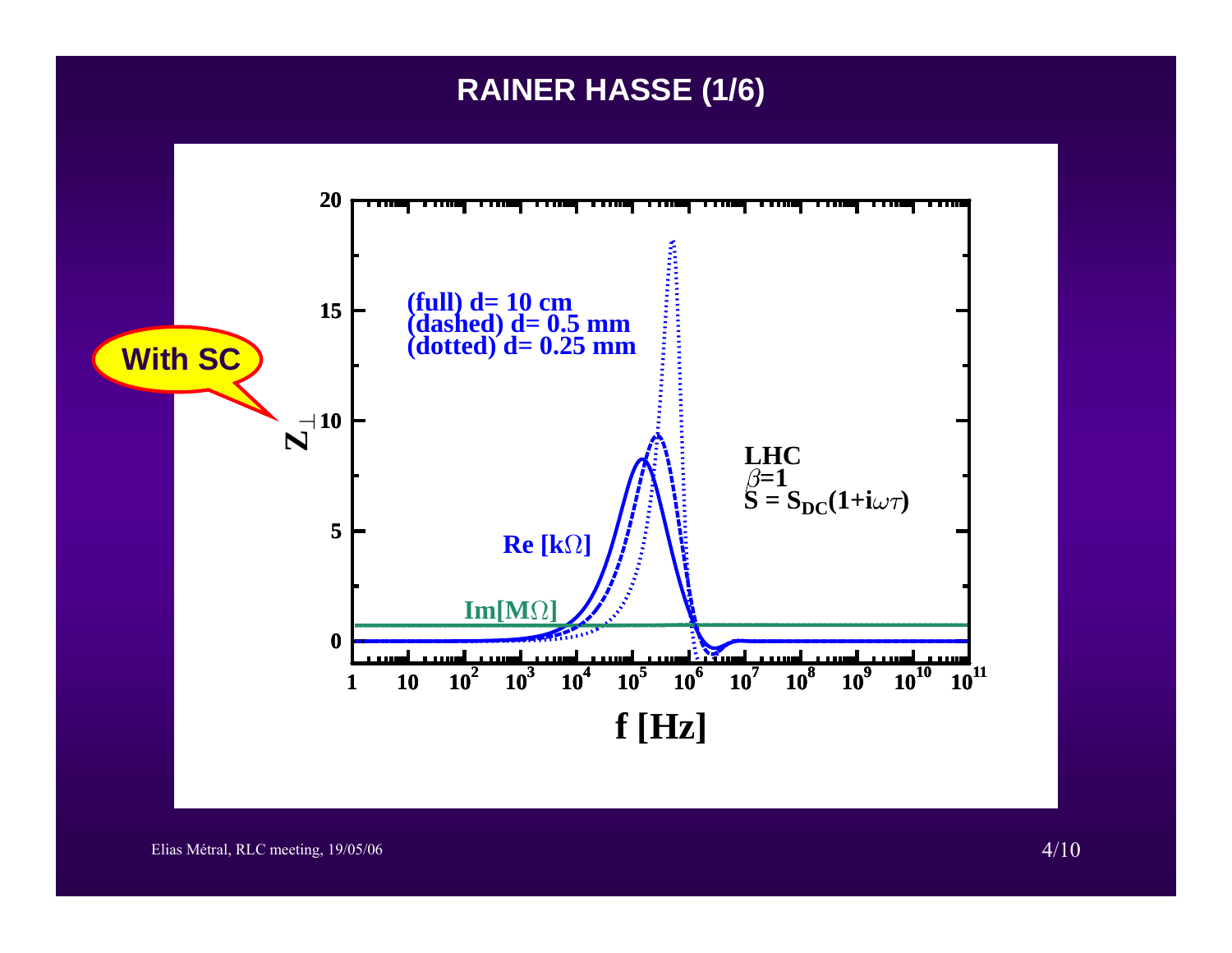# RAINER HASSE (1/6)

With SC

(full) d= 10 cm
(dashed) d= 0.5 mm
(dotted) d= 0.25 mm

LHC
$\beta$=1
$S = S_{DC}(1+i\omega\tau)$

Re [k$\Omega$]

Im[M$\Omega$]

$Z_\perp$

f [Hz]

Elias Métral, RLC meeting, 19/05/06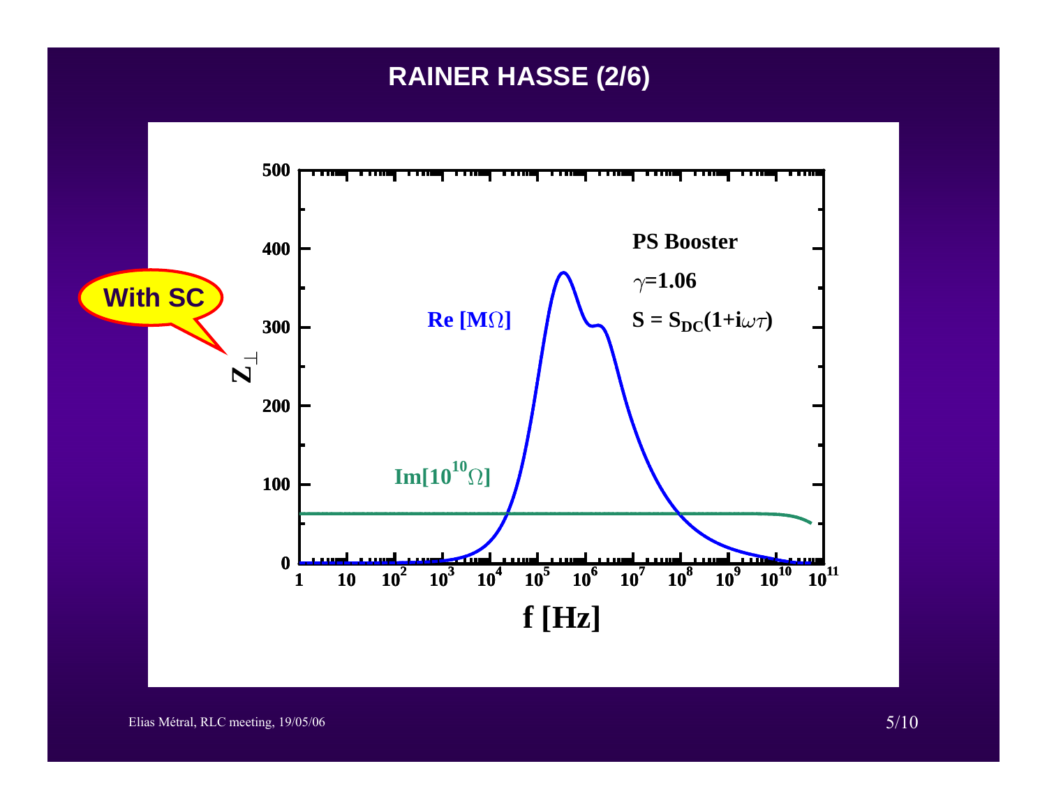# RAINER HASSE (2/6)

With SC

PS Booster

$\gamma$=1.06

$S = S_{DC}(1+i\omega\tau)$

Re [MΩ]

Im[$10^{10}$Ω]

$Z_\perp$

f [Hz]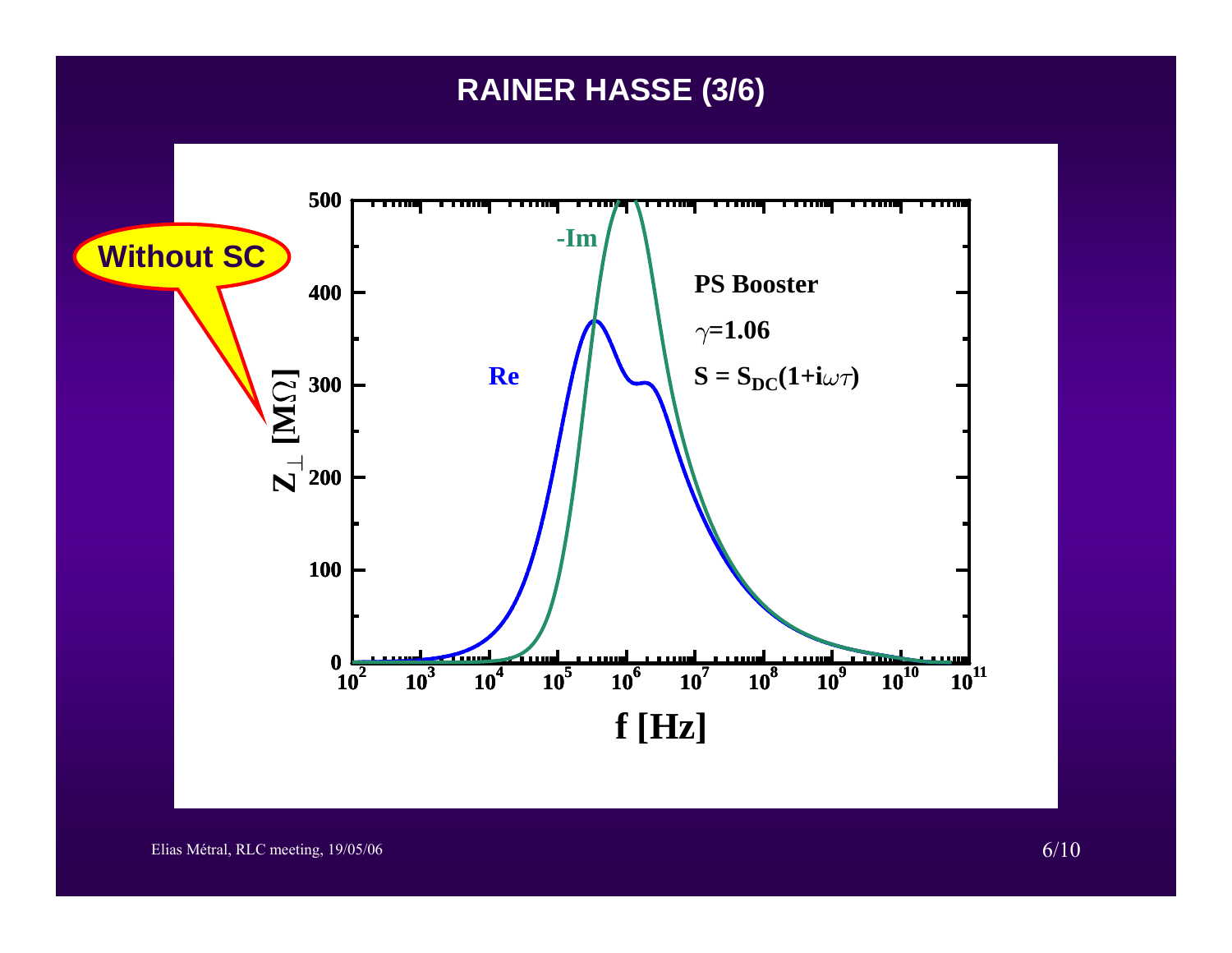# RAINER HASSE (3/6)

Without SC

PS Booster

$\gamma$=1.06

$S = S_{DC}(1+i\omega\tau)$

-Im

Re

$Z_{\perp}$ [M$\Omega$]

f [Hz]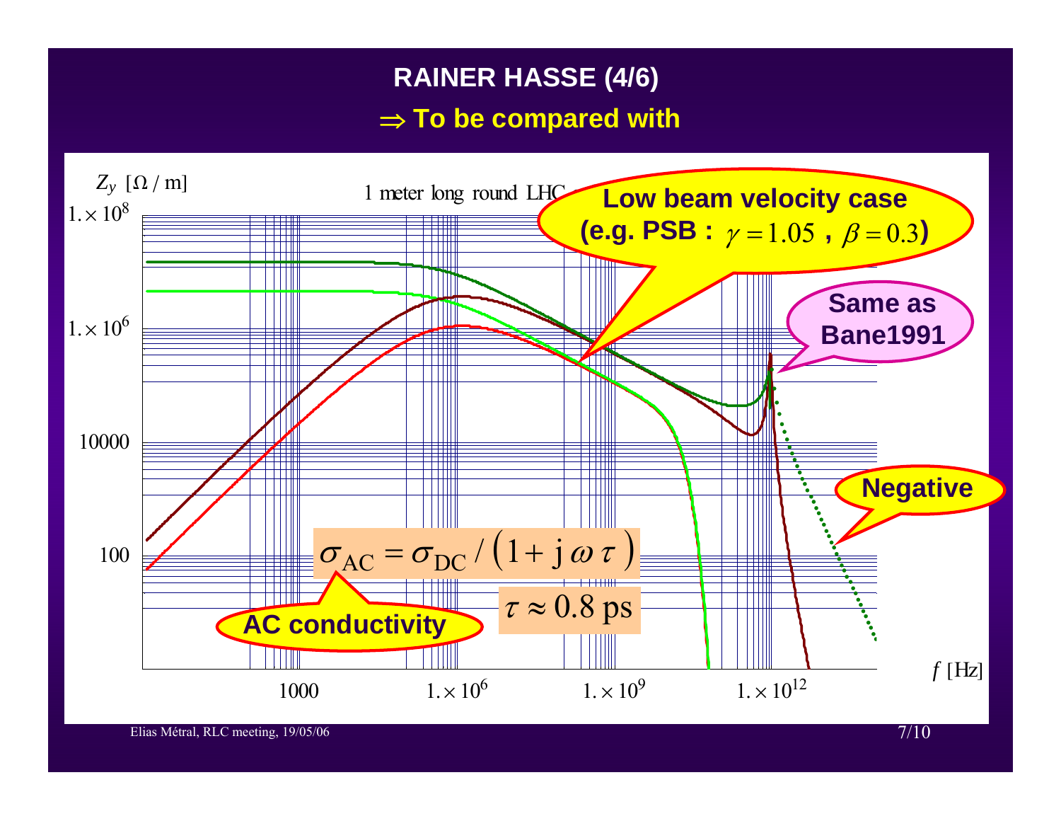# RAINER HASSE (4/6)

## $\Rightarrow$ To be compared with

$Z_y$ [$\Omega$ / m]

1 meter long round LHC

**Low beam velocity case (e.g. PSB : $\gamma = 1.05$ , $\beta = 0.3$)**

**Same as Bane1991**

**Negative**

$$\sigma_{\text{AC}} = \sigma_{\text{DC}} / \left(1 + \text{j}\,\omega\,\tau\right)$$

**AC conductivity**

$$\tau \approx 0.8 \text{ ps}$$

$1. \times 10^8$, $1. \times 10^6$, 10000, 100

1000, $1. \times 10^6$, $1. \times 10^9$, $1. \times 10^{12}$

$f$ [Hz]

Elias Métral, RLC meeting, 19/05/06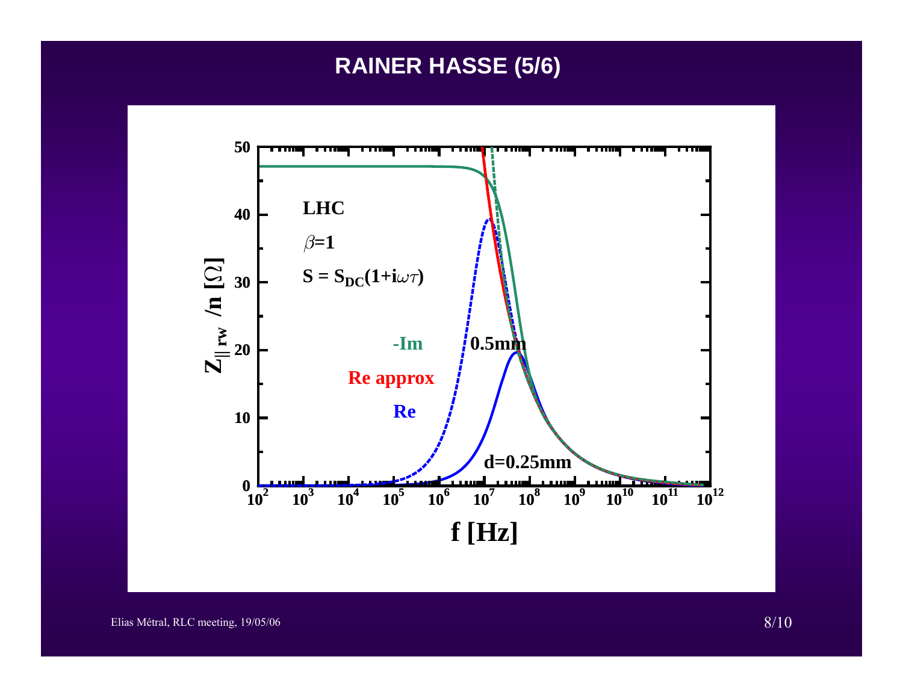# RAINER HASSE (5/6)

LHC

$\beta$=1

$S = S_{DC}(1+i\omega\tau)$

-Im

Re approx

Re

0.5mm

d=0.25mm

$Z_{\parallel\, rw}$ /n [$\Omega$]

f [Hz]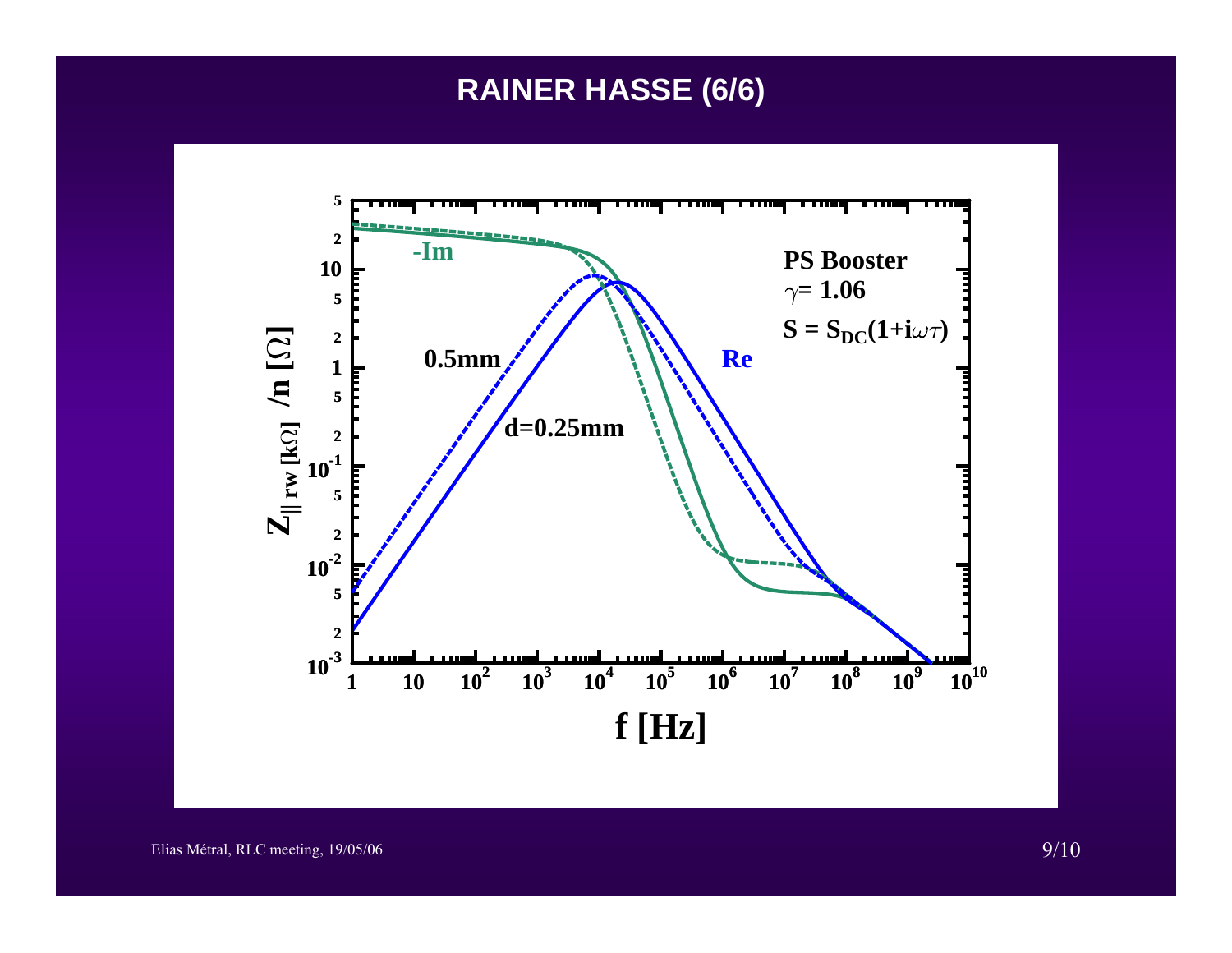# RAINER HASSE (6/6)

PS Booster

$\gamma = 1.06$

$S = S_{DC}(1+i\omega\tau)$

-Im

Re

0.5mm

d=0.25mm

$Z_{\| \, rw \, [k\Omega]} \; /n \; [\Omega]$

f [Hz]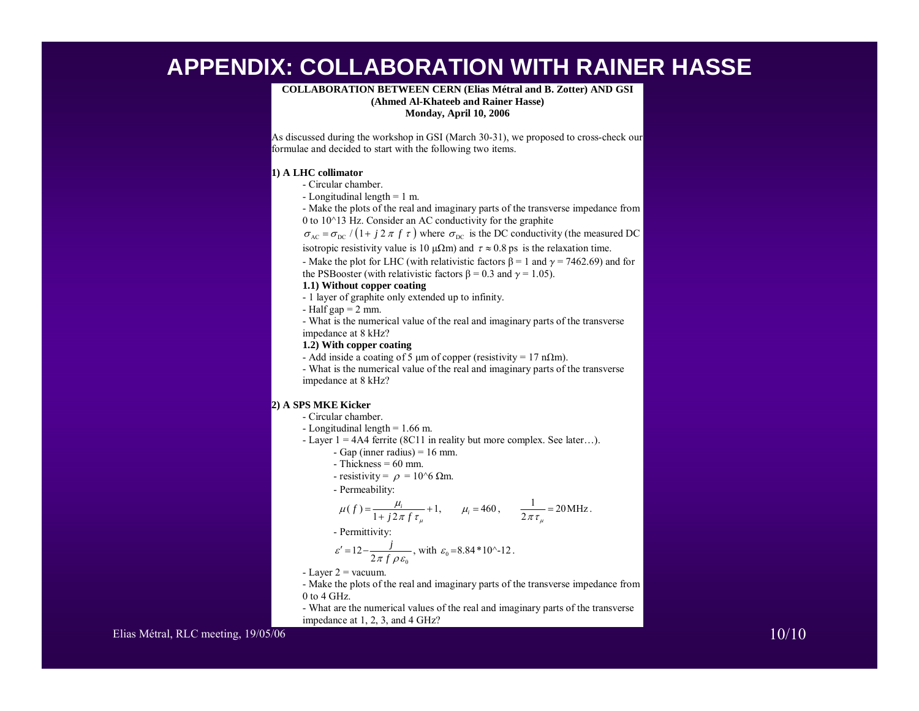# APPENDIX: COLLABORATION WITH RAINER HASSE

**COLLABORATION BETWEEN CERN (Elias Métral and B. Zotter) AND GSI (Ahmed Al-Khateeb and Rainer Hasse)**
**Monday, April 10, 2006**

As discussed during the workshop in GSI (March 30-31), we proposed to cross-check our formulae and decided to start with the following two items.

**1) A LHC collimator**

- Circular chamber.
- Longitudinal length = 1 m.
- Make the plots of the real and imaginary parts of the transverse impedance from 0 to 10^13 Hz. Consider an AC conductivity for the graphite $\sigma_{\mathrm{AC}} = \sigma_{\mathrm{DC}} / \left(1 + j\, 2\, \pi\, f\, \tau\right)$ where $\sigma_{\mathrm{DC}}$ is the DC conductivity (the measured DC isotropic resistivity value is 10 μΩm) and $\tau \approx 0.8$ ps is the relaxation time.
- Make the plot for LHC (with relativistic factors $\beta = 1$ and $\gamma = 7462.69$) and for the PSBooster (with relativistic factors $\beta = 0.3$ and $\gamma = 1.05$).

**1.1) Without copper coating**

- 1 layer of graphite only extended up to infinity.
- Half gap = 2 mm.
- What is the numerical value of the real and imaginary parts of the transverse impedance at 8 kHz?

**1.2) With copper coating**

- Add inside a coating of 5 μm of copper (resistivity = 17 nΩm).
- What is the numerical value of the real and imaginary parts of the transverse impedance at 8 kHz?

**2) A SPS MKE Kicker**

- Circular chamber.
- Longitudinal length = 1.66 m.
- Layer 1 = 4A4 ferrite (8C11 in reality but more complex. See later…).
  - Gap (inner radius) = 16 mm.
  - Thickness = 60 mm.
  - resistivity = $\rho$ = 10^6 Ωm.
  - Permeability:

$$\mu(f) = \frac{\mu_i}{1 + j\, 2\, \pi\, f\, \tau_\mu} + 1, \qquad \mu_i = 460, \qquad \frac{1}{2\, \pi\, \tau_\mu} = 20\,\mathrm{MHz}.$$

  - Permittivity:

$$\varepsilon' = 12 - \frac{j}{2\, \pi\, f\, \rho\, \varepsilon_0}, \text{ with } \varepsilon_0 = 8.84 * 10\text{^-}12.$$

- Layer 2 = vacuum.
- Make the plots of the real and imaginary parts of the transverse impedance from 0 to 4 GHz.
- What are the numerical values of the real and imaginary parts of the transverse impedance at 1, 2, 3, and 4 GHz?

Elias Métral, RLC meeting, 19/05/06